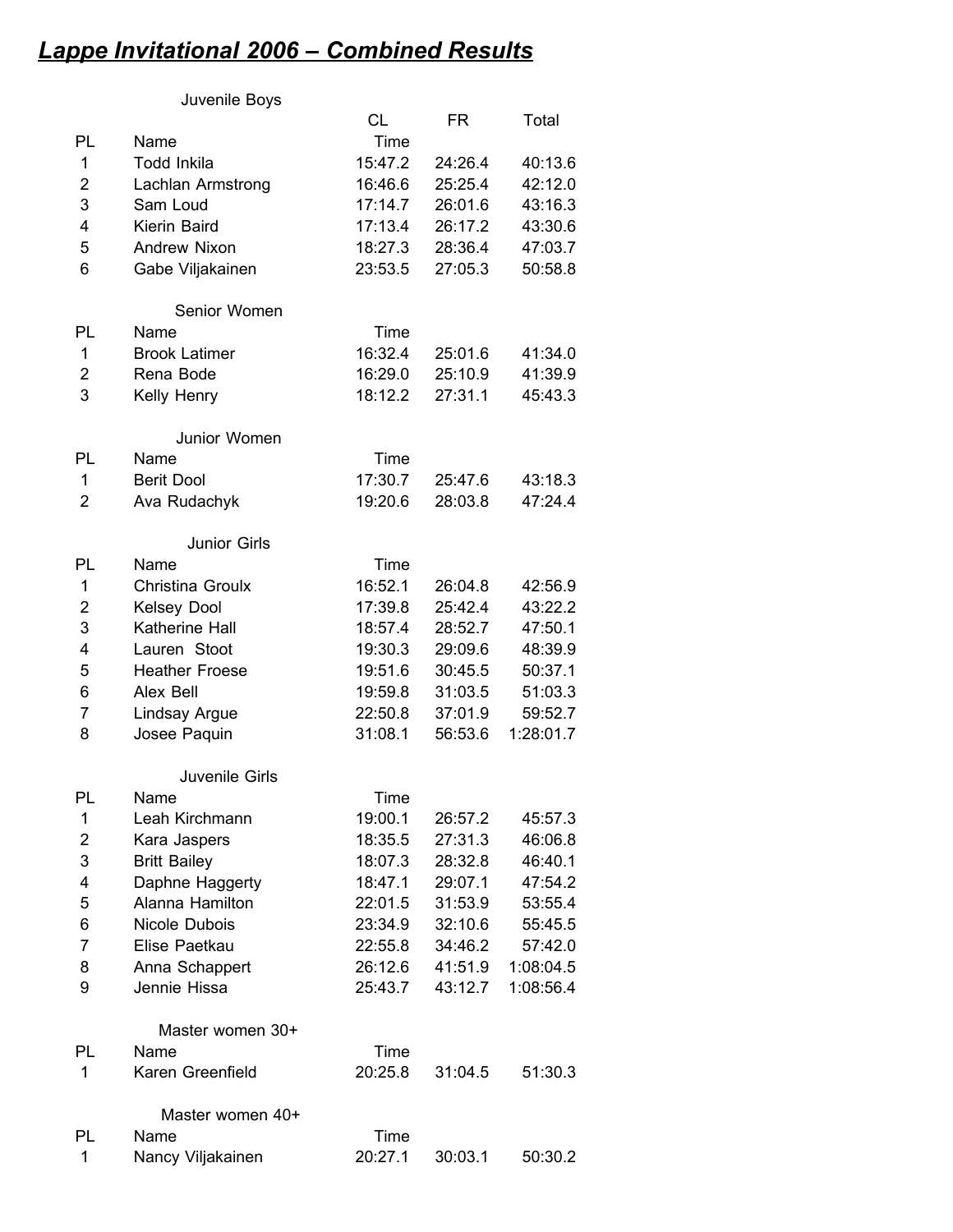# *Lappe Invitational 2006 – Combined Results*

### Juvenile Boys

| PL | Name | CL Time | FR | Total |
|---|---|---|---|---|
| 1 | Todd Inkila | 15:47.2 | 24:26.4 | 40:13.6 |
| 2 | Lachlan Armstrong | 16:46.6 | 25:25.4 | 42:12.0 |
| 3 | Sam Loud | 17:14.7 | 26:01.6 | 43:16.3 |
| 4 | Kierin Baird | 17:13.4 | 26:17.2 | 43:30.6 |
| 5 | Andrew Nixon | 18:27.3 | 28:36.4 | 47:03.7 |
| 6 | Gabe Viljakainen | 23:53.5 | 27:05.3 | 50:58.8 |

### Senior Women

| PL | Name | Time | | |
|---|---|---|---|---|
| 1 | Brook Latimer | 16:32.4 | 25:01.6 | 41:34.0 |
| 2 | Rena Bode | 16:29.0 | 25:10.9 | 41:39.9 |
| 3 | Kelly Henry | 18:12.2 | 27:31.1 | 45:43.3 |

### Junior Women

| PL | Name | Time | | |
|---|---|---|---|---|
| 1 | Berit Dool | 17:30.7 | 25:47.6 | 43:18.3 |
| 2 | Ava Rudachyk | 19:20.6 | 28:03.8 | 47:24.4 |

### Junior Girls

| PL | Name | Time | | |
|---|---|---|---|---|
| 1 | Christina Groulx | 16:52.1 | 26:04.8 | 42:56.9 |
| 2 | Kelsey Dool | 17:39.8 | 25:42.4 | 43:22.2 |
| 3 | Katherine Hall | 18:57.4 | 28:52.7 | 47:50.1 |
| 4 | Lauren Stoot | 19:30.3 | 29:09.6 | 48:39.9 |
| 5 | Heather Froese | 19:51.6 | 30:45.5 | 50:37.1 |
| 6 | Alex Bell | 19:59.8 | 31:03.5 | 51:03.3 |
| 7 | Lindsay Argue | 22:50.8 | 37:01.9 | 59:52.7 |
| 8 | Josee Paquin | 31:08.1 | 56:53.6 | 1:28:01.7 |

### Juvenile Girls

| PL | Name | Time | | |
|---|---|---|---|---|
| 1 | Leah Kirchmann | 19:00.1 | 26:57.2 | 45:57.3 |
| 2 | Kara Jaspers | 18:35.5 | 27:31.3 | 46:06.8 |
| 3 | Britt Bailey | 18:07.3 | 28:32.8 | 46:40.1 |
| 4 | Daphne Haggerty | 18:47.1 | 29:07.1 | 47:54.2 |
| 5 | Alanna Hamilton | 22:01.5 | 31:53.9 | 53:55.4 |
| 6 | Nicole Dubois | 23:34.9 | 32:10.6 | 55:45.5 |
| 7 | Elise Paetkau | 22:55.8 | 34:46.2 | 57:42.0 |
| 8 | Anna Schappert | 26:12.6 | 41:51.9 | 1:08:04.5 |
| 9 | Jennie Hissa | 25:43.7 | 43:12.7 | 1:08:56.4 |

### Master women 30+

| PL | Name | Time | | |
|---|---|---|---|---|
| 1 | Karen Greenfield | 20:25.8 | 31:04.5 | 51:30.3 |

### Master women 40+

| PL | Name | Time | | |
|---|---|---|---|---|
| 1 | Nancy Viljakainen | 20:27.1 | 30:03.1 | 50:30.2 |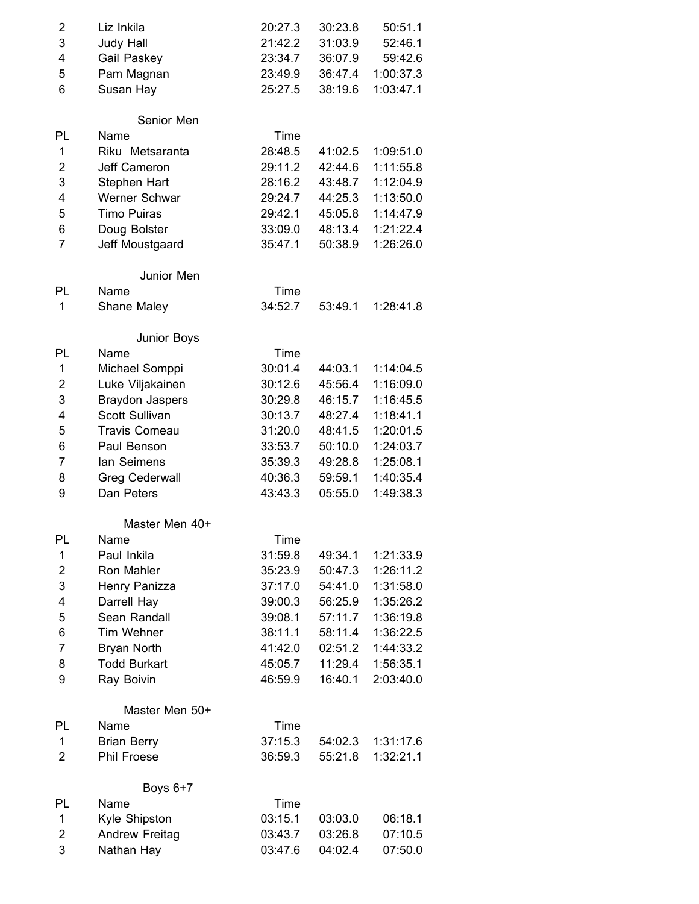| PL | Name | Time | | |
|---|---|---|---|---|
| 2 | Liz Inkila | 20:27.3 | 30:23.8 | 50:51.1 |
| 3 | Judy Hall | 21:42.2 | 31:03.9 | 52:46.1 |
| 4 | Gail Paskey | 23:34.7 | 36:07.9 | 59:42.6 |
| 5 | Pam Magnan | 23:49.9 | 36:47.4 | 1:00:37.3 |
| 6 | Susan Hay | 25:27.5 | 38:19.6 | 1:03:47.1 |

## Senior Men

| PL | Name | Time | | |
|---|---|---|---|---|
| 1 | Riku Metsaranta | 28:48.5 | 41:02.5 | 1:09:51.0 |
| 2 | Jeff Cameron | 29:11.2 | 42:44.6 | 1:11:55.8 |
| 3 | Stephen Hart | 28:16.2 | 43:48.7 | 1:12:04.9 |
| 4 | Werner Schwar | 29:24.7 | 44:25.3 | 1:13:50.0 |
| 5 | Timo Puiras | 29:42.1 | 45:05.8 | 1:14:47.9 |
| 6 | Doug Bolster | 33:09.0 | 48:13.4 | 1:21:22.4 |
| 7 | Jeff Moustgaard | 35:47.1 | 50:38.9 | 1:26:26.0 |

## Junior Men

| PL | Name | Time | | |
|---|---|---|---|---|
| 1 | Shane Maley | 34:52.7 | 53:49.1 | 1:28:41.8 |

## Junior Boys

| PL | Name | Time | | |
|---|---|---|---|---|
| 1 | Michael Somppi | 30:01.4 | 44:03.1 | 1:14:04.5 |
| 2 | Luke Viljakainen | 30:12.6 | 45:56.4 | 1:16:09.0 |
| 3 | Braydon Jaspers | 30:29.8 | 46:15.7 | 1:16:45.5 |
| 4 | Scott Sullivan | 30:13.7 | 48:27.4 | 1:18:41.1 |
| 5 | Travis Comeau | 31:20.0 | 48:41.5 | 1:20:01.5 |
| 6 | Paul Benson | 33:53.7 | 50:10.0 | 1:24:03.7 |
| 7 | Ian Seimens | 35:39.3 | 49:28.8 | 1:25:08.1 |
| 8 | Greg Cederwall | 40:36.3 | 59:59.1 | 1:40:35.4 |
| 9 | Dan Peters | 43:43.3 | 05:55.0 | 1:49:38.3 |

## Master Men 40+

| PL | Name | Time | | |
|---|---|---|---|---|
| 1 | Paul Inkila | 31:59.8 | 49:34.1 | 1:21:33.9 |
| 2 | Ron Mahler | 35:23.9 | 50:47.3 | 1:26:11.2 |
| 3 | Henry Panizza | 37:17.0 | 54:41.0 | 1:31:58.0 |
| 4 | Darrell Hay | 39:00.3 | 56:25.9 | 1:35:26.2 |
| 5 | Sean Randall | 39:08.1 | 57:11.7 | 1:36:19.8 |
| 6 | Tim Wehner | 38:11.1 | 58:11.4 | 1:36:22.5 |
| 7 | Bryan North | 41:42.0 | 02:51.2 | 1:44:33.2 |
| 8 | Todd Burkart | 45:05.7 | 11:29.4 | 1:56:35.1 |
| 9 | Ray Boivin | 46:59.9 | 16:40.1 | 2:03:40.0 |

## Master Men 50+

| PL | Name | Time | | |
|---|---|---|---|---|
| 1 | Brian Berry | 37:15.3 | 54:02.3 | 1:31:17.6 |
| 2 | Phil Froese | 36:59.3 | 55:21.8 | 1:32:21.1 |

## Boys 6+7

| PL | Name | Time | | |
|---|---|---|---|---|
| 1 | Kyle Shipston | 03:15.1 | 03:03.0 | 06:18.1 |
| 2 | Andrew Freitag | 03:43.7 | 03:26.8 | 07:10.5 |
| 3 | Nathan Hay | 03:47.6 | 04:02.4 | 07:50.0 |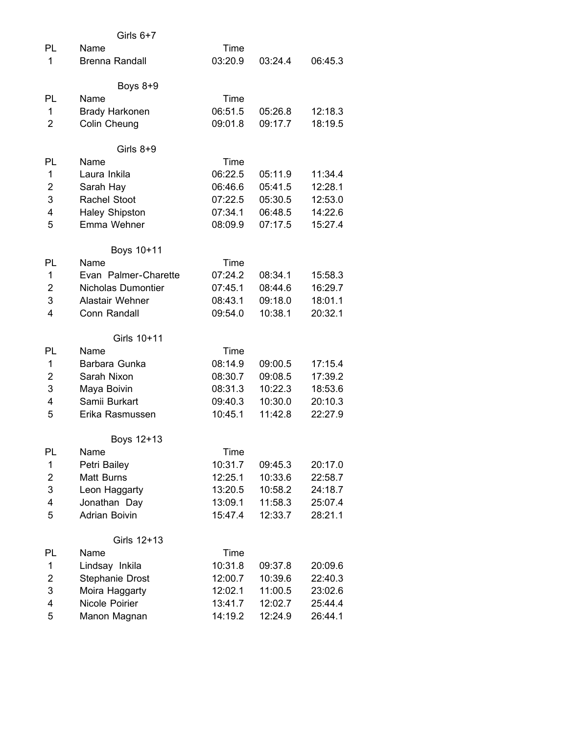Girls 6+7

| PL | Name | Time | | |
|---|---|---|---|---|
| 1 | Brenna Randall | 03:20.9 | 03:24.4 | 06:45.3 |

Boys 8+9

| PL | Name | Time | | |
|---|---|---|---|---|
| 1 | Brady Harkonen | 06:51.5 | 05:26.8 | 12:18.3 |
| 2 | Colin Cheung | 09:01.8 | 09:17.7 | 18:19.5 |

Girls 8+9

| PL | Name | Time | | |
|---|---|---|---|---|
| 1 | Laura Inkila | 06:22.5 | 05:11.9 | 11:34.4 |
| 2 | Sarah Hay | 06:46.6 | 05:41.5 | 12:28.1 |
| 3 | Rachel Stoot | 07:22.5 | 05:30.5 | 12:53.0 |
| 4 | Haley Shipston | 07:34.1 | 06:48.5 | 14:22.6 |
| 5 | Emma Wehner | 08:09.9 | 07:17.5 | 15:27.4 |

Boys 10+11

| PL | Name | Time | | |
|---|---|---|---|---|
| 1 | Evan Palmer-Charette | 07:24.2 | 08:34.1 | 15:58.3 |
| 2 | Nicholas Dumontier | 07:45.1 | 08:44.6 | 16:29.7 |
| 3 | Alastair Wehner | 08:43.1 | 09:18.0 | 18:01.1 |
| 4 | Conn Randall | 09:54.0 | 10:38.1 | 20:32.1 |

Girls 10+11

| PL | Name | Time | | |
|---|---|---|---|---|
| 1 | Barbara Gunka | 08:14.9 | 09:00.5 | 17:15.4 |
| 2 | Sarah Nixon | 08:30.7 | 09:08.5 | 17:39.2 |
| 3 | Maya Boivin | 08:31.3 | 10:22.3 | 18:53.6 |
| 4 | Samii Burkart | 09:40.3 | 10:30.0 | 20:10.3 |
| 5 | Erika Rasmussen | 10:45.1 | 11:42.8 | 22:27.9 |

Boys 12+13

| PL | Name | Time | | |
|---|---|---|---|---|
| 1 | Petri Bailey | 10:31.7 | 09:45.3 | 20:17.0 |
| 2 | Matt Burns | 12:25.1 | 10:33.6 | 22:58.7 |
| 3 | Leon Haggarty | 13:20.5 | 10:58.2 | 24:18.7 |
| 4 | Jonathan Day | 13:09.1 | 11:58.3 | 25:07.4 |
| 5 | Adrian Boivin | 15:47.4 | 12:33.7 | 28:21.1 |

Girls 12+13

| PL | Name | Time | | |
|---|---|---|---|---|
| 1 | Lindsay Inkila | 10:31.8 | 09:37.8 | 20:09.6 |
| 2 | Stephanie Drost | 12:00.7 | 10:39.6 | 22:40.3 |
| 3 | Moira Haggarty | 12:02.1 | 11:00.5 | 23:02.6 |
| 4 | Nicole Poirier | 13:41.7 | 12:02.7 | 25:44.4 |
| 5 | Manon Magnan | 14:19.2 | 12:24.9 | 26:44.1 |